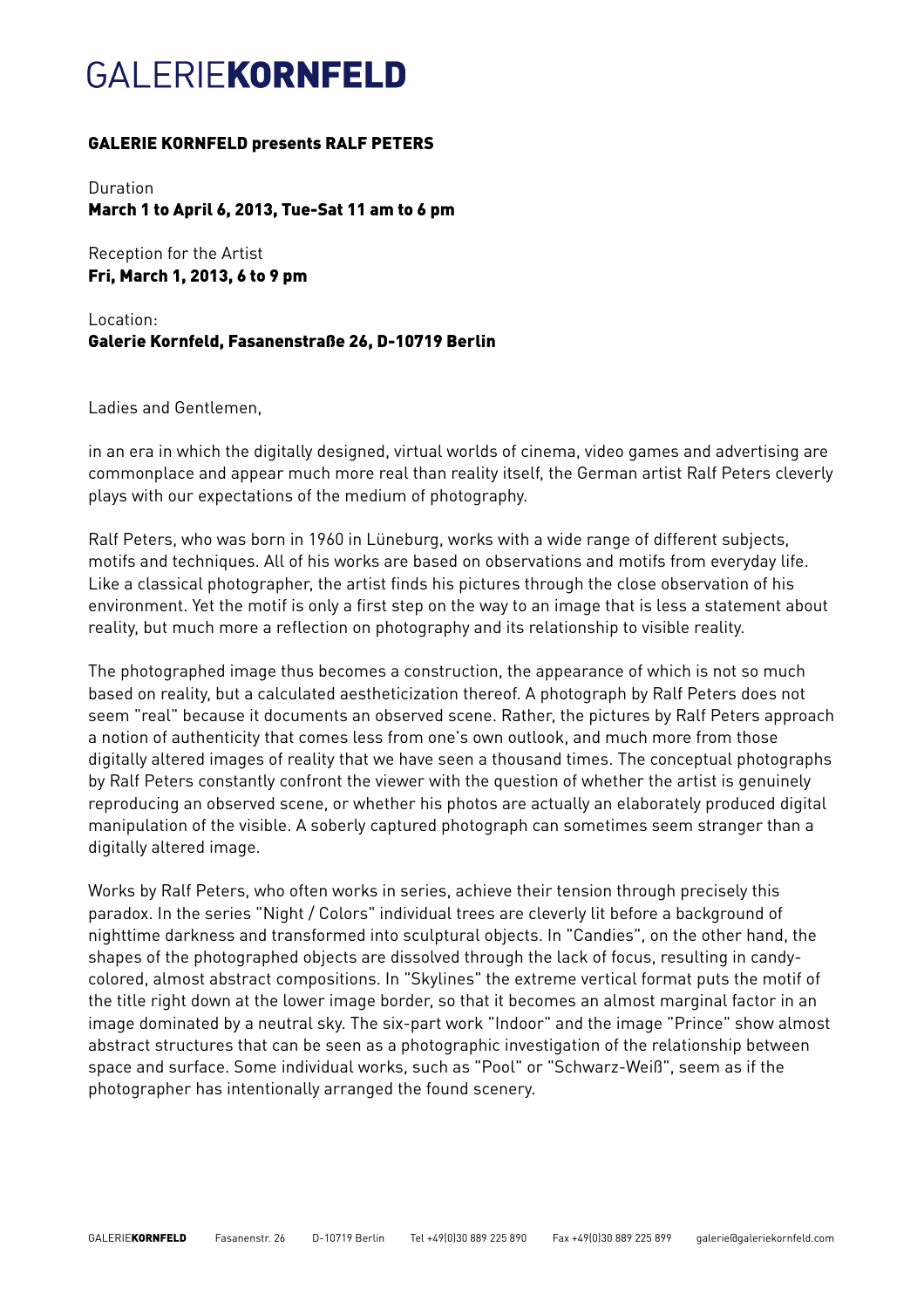# GALERIE**KORNFELD**

**GALERIE KORNFELD presents RALF PETERS**

Duration
**March 1 to April 6, 2013, Tue-Sat 11 am to 6 pm**

Reception for the Artist
**Fri, March 1, 2013, 6 to 9 pm**

Location:
**Galerie Kornfeld, Fasanenstraße 26, D-10719 Berlin**

Ladies and Gentlemen,

in an era in which the digitally designed, virtual worlds of cinema, video games and advertising are commonplace and appear much more real than reality itself, the German artist Ralf Peters cleverly plays with our expectations of the medium of photography.

Ralf Peters, who was born in 1960 in Lüneburg, works with a wide range of different subjects, motifs and techniques. All of his works are based on observations and motifs from everyday life. Like a classical photographer, the artist finds his pictures through the close observation of his environment. Yet the motif is only a first step on the way to an image that is less a statement about reality, but much more a reflection on photography and its relationship to visible reality.

The photographed image thus becomes a construction, the appearance of which is not so much based on reality, but a calculated aestheticization thereof. A photograph by Ralf Peters does not seem "real" because it documents an observed scene. Rather, the pictures by Ralf Peters approach a notion of authenticity that comes less from one's own outlook, and much more from those digitally altered images of reality that we have seen a thousand times. The conceptual photographs by Ralf Peters constantly confront the viewer with the question of whether the artist is genuinely reproducing an observed scene, or whether his photos are actually an elaborately produced digital manipulation of the visible. A soberly captured photograph can sometimes seem stranger than a digitally altered image.

Works by Ralf Peters, who often works in series, achieve their tension through precisely this paradox. In the series "Night / Colors" individual trees are cleverly lit before a background of nighttime darkness and transformed into sculptural objects. In "Candies", on the other hand, the shapes of the photographed objects are dissolved through the lack of focus, resulting in candy-colored, almost abstract compositions. In "Skylines" the extreme vertical format puts the motif of the title right down at the lower image border, so that it becomes an almost marginal factor in an image dominated by a neutral sky. The six-part work "Indoor" and the image "Prince" show almost abstract structures that can be seen as a photographic investigation of the relationship between space and surface. Some individual works, such as "Pool" or "Schwarz-Weiß", seem as if the photographer has intentionally arranged the found scenery.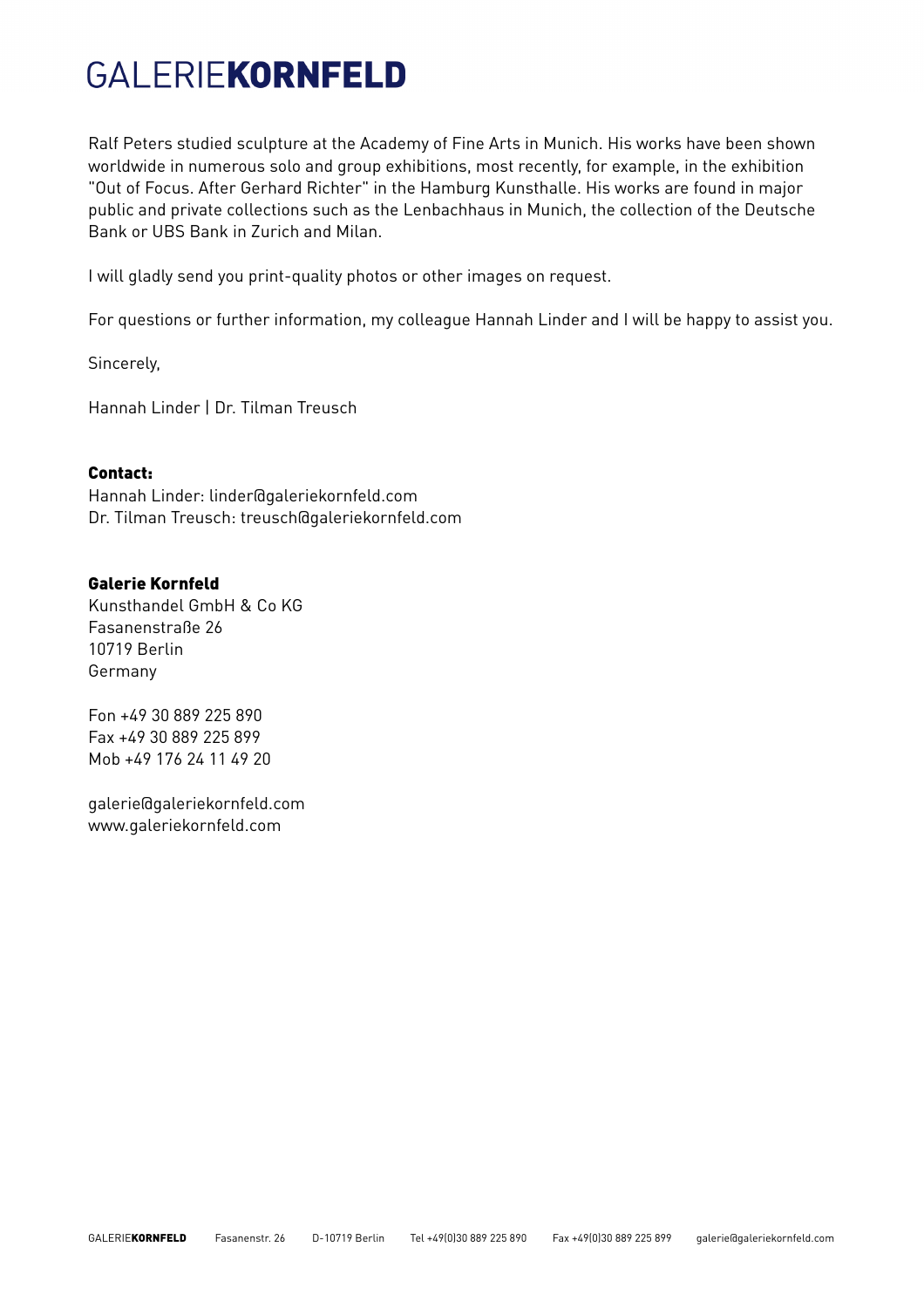Ralf Peters studied sculpture at the Academy of Fine Arts in Munich. His works have been shown worldwide in numerous solo and group exhibitions, most recently, for example, in the exhibition "Out of Focus. After Gerhard Richter" in the Hamburg Kunsthalle. His works are found in major public and private collections such as the Lenbachhaus in Munich, the collection of the Deutsche Bank or UBS Bank in Zurich and Milan.

I will gladly send you print-quality photos or other images on request.

For questions or further information, my colleague Hannah Linder and I will be happy to assist you.

Sincerely,

Hannah Linder | Dr. Tilman Treusch

**Contact:**
Hannah Linder: linder@galeriekornfeld.com
Dr. Tilman Treusch: treusch@galeriekornfeld.com

**Galerie Kornfeld**
Kunsthandel GmbH & Co KG
Fasanenstraße 26
10719 Berlin
Germany

Fon +49 30 889 225 890
Fax +49 30 889 225 899
Mob +49 176 24 11 49 20

galerie@galeriekornfeld.com
www.galeriekornfeld.com